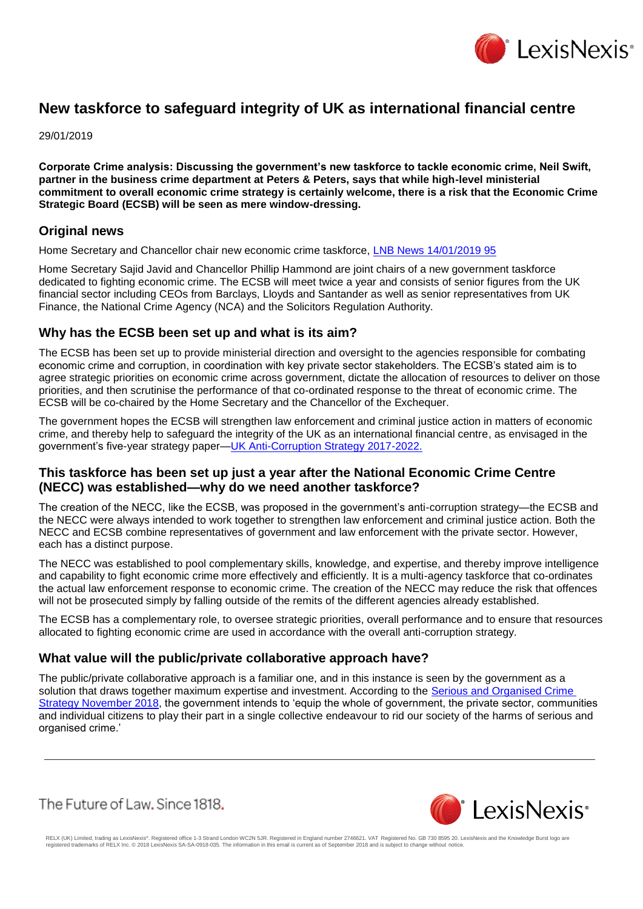# New taskforce to safeguard integrity of UK as international financial centre

29/01/2019

**Corporate Crime analysis: Discussing the government's new taskforce to tackle economic crime, Neil Swift, partner in the business crime department at Peters & Peters, says that while high-level ministerial commitment to overall economic crime strategy is certainly welcome, there is a risk that the Economic Crime Strategic Board (ECSB) will be seen as mere window-dressing.**

## Original news

Home Secretary and Chancellor chair new economic crime taskforce, LNB News 14/01/2019 95

Home Secretary Sajid Javid and Chancellor Phillip Hammond are joint chairs of a new government taskforce dedicated to fighting economic crime. The ECSB will meet twice a year and consists of senior figures from the UK financial sector including CEOs from Barclays, Lloyds and Santander as well as senior representatives from UK Finance, the National Crime Agency (NCA) and the Solicitors Regulation Authority.

## Why has the ECSB been set up and what is its aim?

The ECSB has been set up to provide ministerial direction and oversight to the agencies responsible for combating economic crime and corruption, in coordination with key private sector stakeholders. The ECSB's stated aim is to agree strategic priorities on economic crime across government, dictate the allocation of resources to deliver on those priorities, and then scrutinise the performance of that co-ordinated response to the threat of economic crime. The ECSB will be co-chaired by the Home Secretary and the Chancellor of the Exchequer.

The government hopes the ECSB will strengthen law enforcement and criminal justice action in matters of economic crime, and thereby help to safeguard the integrity of the UK as an international financial centre, as envisaged in the government's five-year strategy paper—UK Anti-Corruption Strategy 2017-2022.

## This taskforce has been set up just a year after the National Economic Crime Centre (NECC) was established—why do we need another taskforce?

The creation of the NECC, like the ECSB, was proposed in the government's anti-corruption strategy—the ECSB and the NECC were always intended to work together to strengthen law enforcement and criminal justice action. Both the NECC and ECSB combine representatives of government and law enforcement with the private sector. However, each has a distinct purpose.

The NECC was established to pool complementary skills, knowledge, and expertise, and thereby improve intelligence and capability to fight economic crime more effectively and efficiently. It is a multi-agency taskforce that co-ordinates the actual law enforcement response to economic crime. The creation of the NECC may reduce the risk that offences will not be prosecuted simply by falling outside of the remits of the different agencies already established.

The ECSB has a complementary role, to oversee strategic priorities, overall performance and to ensure that resources allocated to fighting economic crime are used in accordance with the overall anti-corruption strategy.

## What value will the public/private collaborative approach have?

The public/private collaborative approach is a familiar one, and in this instance is seen by the government as a solution that draws together maximum expertise and investment. According to the Serious and Organised Crime Strategy November 2018, the government intends to 'equip the whole of government, the private sector, communities and individual citizens to play their part in a single collective endeavour to rid our society of the harms of serious and organised crime.'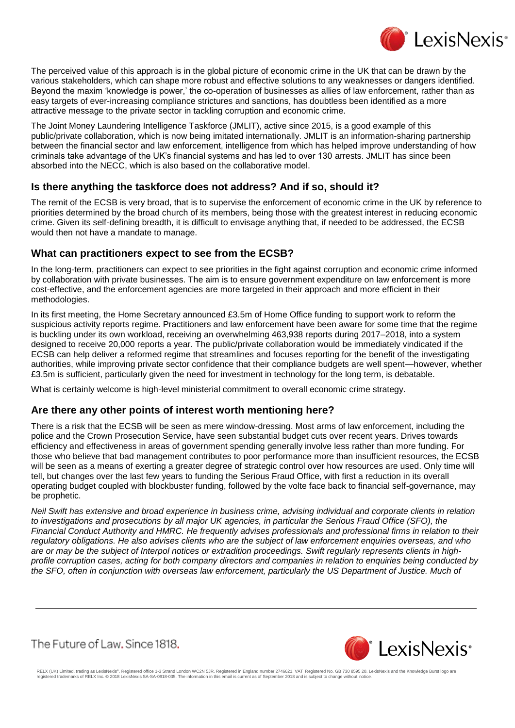The perceived value of this approach is in the global picture of economic crime in the UK that can be drawn by the various stakeholders, which can shape more robust and effective solutions to any weaknesses or dangers identified. Beyond the maxim 'knowledge is power,' the co-operation of businesses as allies of law enforcement, rather than as easy targets of ever-increasing compliance strictures and sanctions, has doubtless been identified as a more attractive message to the private sector in tackling corruption and economic crime.

The Joint Money Laundering Intelligence Taskforce (JMLIT), active since 2015, is a good example of this public/private collaboration, which is now being imitated internationally. JMLIT is an information-sharing partnership between the financial sector and law enforcement, intelligence from which has helped improve understanding of how criminals take advantage of the UK's financial systems and has led to over 130 arrests. JMLIT has since been absorbed into the NECC, which is also based on the collaborative model.

## Is there anything the taskforce does not address? And if so, should it?

The remit of the ECSB is very broad, that is to supervise the enforcement of economic crime in the UK by reference to priorities determined by the broad church of its members, being those with the greatest interest in reducing economic crime. Given its self-defining breadth, it is difficult to envisage anything that, if needed to be addressed, the ECSB would then not have a mandate to manage.

## What can practitioners expect to see from the ECSB?

In the long-term, practitioners can expect to see priorities in the fight against corruption and economic crime informed by collaboration with private businesses. The aim is to ensure government expenditure on law enforcement is more cost-effective, and the enforcement agencies are more targeted in their approach and more efficient in their methodologies.

In its first meeting, the Home Secretary announced £3.5m of Home Office funding to support work to reform the suspicious activity reports regime. Practitioners and law enforcement have been aware for some time that the regime is buckling under its own workload, receiving an overwhelming 463,938 reports during 2017–2018, into a system designed to receive 20,000 reports a year. The public/private collaboration would be immediately vindicated if the ECSB can help deliver a reformed regime that streamlines and focuses reporting for the benefit of the investigating authorities, while improving private sector confidence that their compliance budgets are well spent—however, whether £3.5m is sufficient, particularly given the need for investment in technology for the long term, is debatable.

What is certainly welcome is high-level ministerial commitment to overall economic crime strategy.

## Are there any other points of interest worth mentioning here?

There is a risk that the ECSB will be seen as mere window-dressing. Most arms of law enforcement, including the police and the Crown Prosecution Service, have seen substantial budget cuts over recent years. Drives towards efficiency and effectiveness in areas of government spending generally involve less rather than more funding. For those who believe that bad management contributes to poor performance more than insufficient resources, the ECSB will be seen as a means of exerting a greater degree of strategic control over how resources are used. Only time will tell, but changes over the last few years to funding the Serious Fraud Office, with first a reduction in its overall operating budget coupled with blockbuster funding, followed by the volte face back to financial self-governance, may be prophetic.

*Neil Swift has extensive and broad experience in business crime, advising individual and corporate clients in relation to investigations and prosecutions by all major UK agencies, in particular the Serious Fraud Office (SFO), the Financial Conduct Authority and HMRC. He frequently advises professionals and professional firms in relation to their regulatory obligations. He also advises clients who are the subject of law enforcement enquiries overseas, and who are or may be the subject of Interpol notices or extradition proceedings. Swift regularly represents clients in high-profile corruption cases, acting for both company directors and companies in relation to enquiries being conducted by the SFO, often in conjunction with overseas law enforcement, particularly the US Department of Justice. Much of*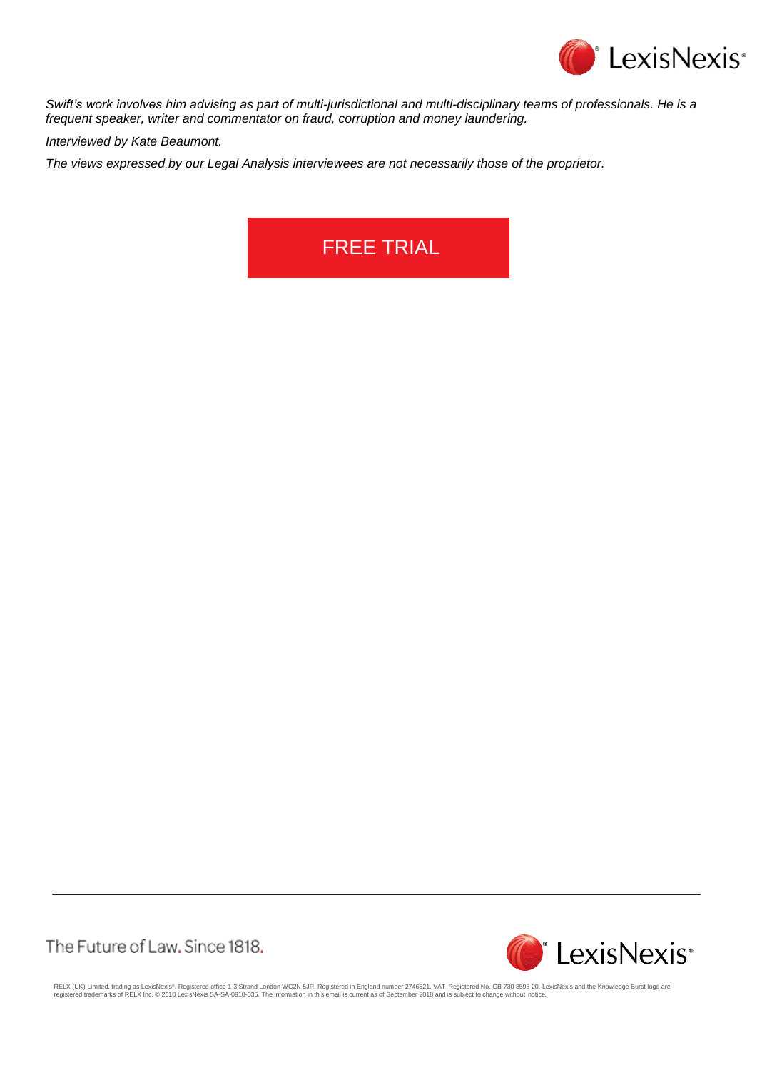*Swift's work involves him advising as part of multi-jurisdictional and multi-disciplinary teams of professionals. He is a frequent speaker, writer and commentator on fraud, corruption and money laundering.*

*Interviewed by Kate Beaumont.*

*The views expressed by our Legal Analysis interviewees are not necessarily those of the proprietor.*

FREE TRIAL

The Future of Law. Since 1818.

RELX (UK) Limited, trading as LexisNexis®. Registered office 1-3 Strand London WC2N 5JR. Registered in England number 2746621. VAT Registered No. GB 730 8595 20. LexisNexis and the Knowledge Burst logo are registered trademarks of RELX Inc. © 2018 LexisNexis SA-SA-0918-035. The information in this email is current as of September 2018 and is subject to change without notice.